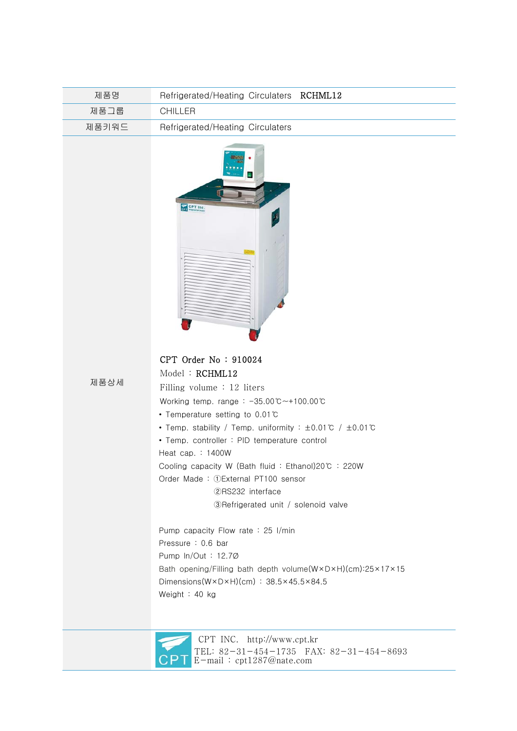| 제품명 | Refrigerated/Heating Circulaters **RCHML12** |
|---|---|
| 제품그룹 | CHILLER |
| 제품키워드 | Refrigerated/Heating Circulaters |

**제품상세**

**CPT Order No : 910024**

Model : **RCHML12**

Filling volume : 12 liters

Working temp. range : -35.00℃~+100.00℃

- Temperature setting to 0.01℃
- Temp. stability / Temp. uniformity : ±0.01℃ / ±0.01℃
- Temp. controller : PID temperature control

Heat cap. : 1400W

Cooling capacity W (Bath fluid : Ethanol)20℃ : 220W

Order Made : ①External PT100 sensor
②RS232 interface
③Refrigerated unit / solenoid valve

Pump capacity Flow rate : 25 l/min

Pressure : 0.6 bar

Pump In/Out : 12.7Ø

Bath opening/Filling bath depth volume(W×D×H)(cm):25×17×15

Dimensions(W×D×H)(cm) : 38.5×45.5×84.5

Weight : 40 kg

CPT INC. http://www.cpt.kr
TEL: 82-31-454-1735 FAX: 82-31-454-8693
E-mail : cpt1287@nate.com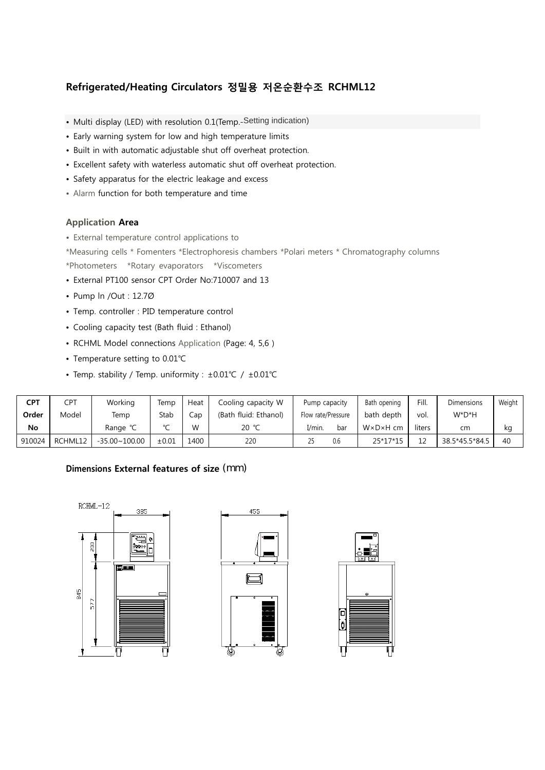## Refrigerated/Heating Circulators 정밀용 저온순환수조 RCHML12

- Multi display (LED) with resolution 0.1(Temp.-Setting indication)
- Early warning system for low and high temperature limits
- Built in with automatic adjustable shut off overheat protection.
- Excellent safety with waterless automatic shut off overheat protection.
- Safety apparatus for the electric leakage and excess
- Alarm function for both temperature and time

### Application Area

- External temperature control applications to

*Measuring cells * Fomenters *Electrophoresis chambers *Polari meters * Chromatography columns

*Photometers *Rotary evaporators *Viscometers

- External PT100 sensor CPT Order No:710007 and 13
- Pump In /Out : 12.7Ø
- Temp. controller : PID temperature control
- Cooling capacity test (Bath fluid : Ethanol)
- RCHML Model connections Application (Page: 4, 5,6 )
- Temperature setting to 0.01℃
- Temp. stability / Temp. uniformity : ±0.01℃ / ±0.01℃

| CPT Order No | CPT Model | Working Temp Range ℃ | Temp Stab ℃ | Heat Cap W | Cooling capacity W (Bath fluid: Ethanol) 20 ℃ | Pump capacity Flow rate/Pressure l/min. | bar | Bath opening bath depth W×D×H cm | Fill. vol. liters | Dimensions W*D*H cm | Weight kg |
|---|---|---|---|---|---|---|---|---|---|---|---|
| 910024 | RCHML12 | -35.00~100.00 | ±0.01 | 1400 | 220 | 25 | 0.6 | 25*17*15 | 12 | 38.5*45.5*84.5 | 40 |

### Dimensions External features of size (mm)

RCHML-12

385

455

200

845

577